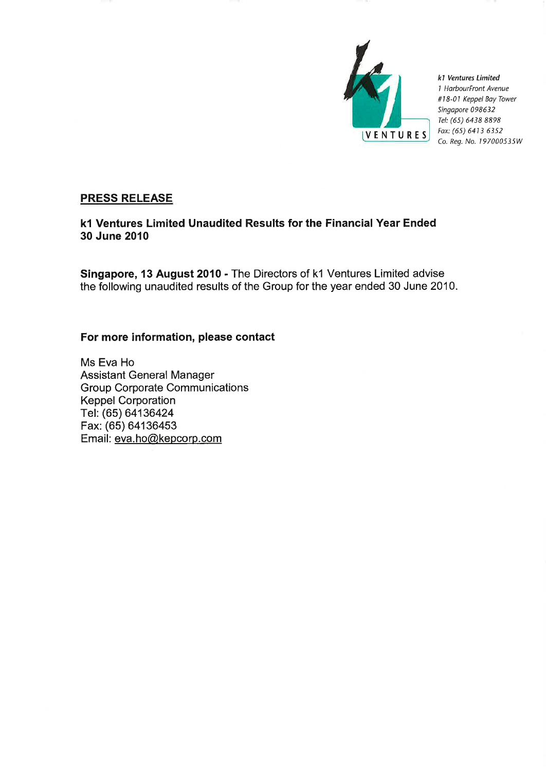*k1 Ventures Limited*
*1 HarbourFront Avenue*
*#18-01 Keppel Bay Tower*
*Singapore 098632*
*Tel: (65) 6438 8898*
*Fax: (65) 6413 6352*
*Co. Reg. No. 197000535W*

## PRESS RELEASE

### k1 Ventures Limited Unaudited Results for the Financial Year Ended 30 June 2010

**Singapore, 13 August 2010 -** The Directors of k1 Ventures Limited advise the following unaudited results of the Group for the year ended 30 June 2010.

**For more information, please contact**

Ms Eva Ho
Assistant General Manager
Group Corporate Communications
Keppel Corporation
Tel: (65) 64136424
Fax: (65) 64136453
Email: eva.ho@kepcorp.com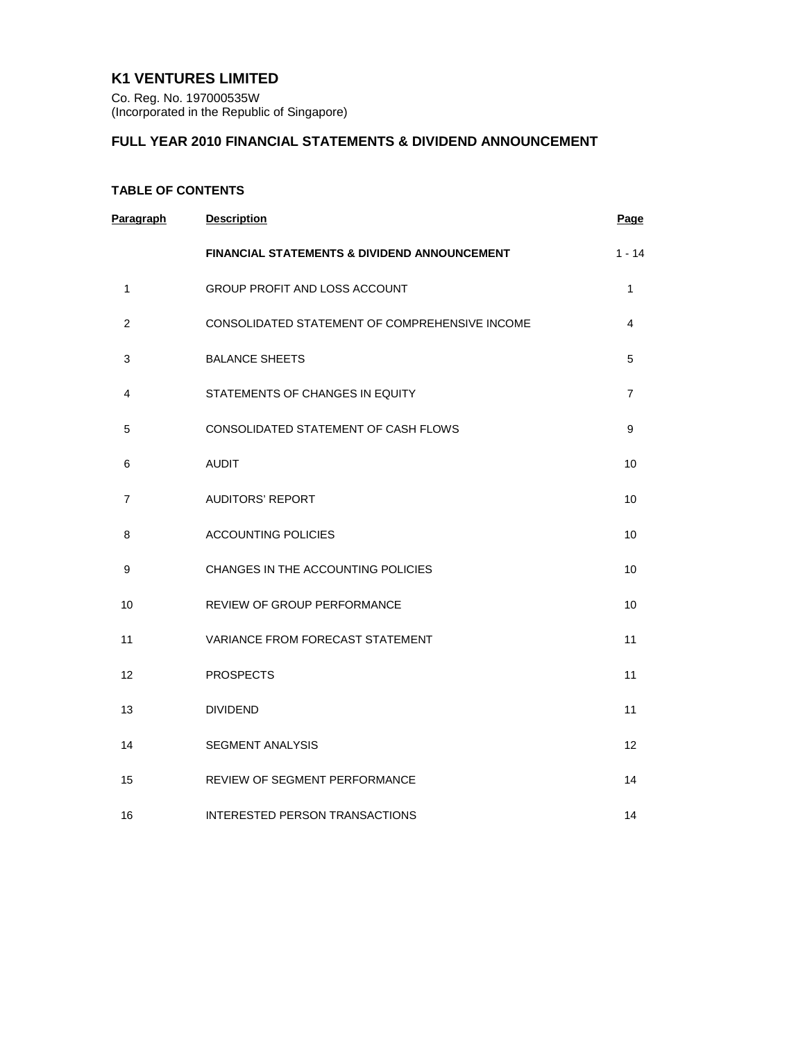# K1 VENTURES LIMITED

Co. Reg. No. 197000535W
(Incorporated in the Republic of Singapore)

## FULL YEAR 2010 FINANCIAL STATEMENTS & DIVIDEND ANNOUNCEMENT

### TABLE OF CONTENTS

| Paragraph | Description | Page |
|---|---|---|
| | **FINANCIAL STATEMENTS & DIVIDEND ANNOUNCEMENT** | 1 - 14 |
| 1 | GROUP PROFIT AND LOSS ACCOUNT | 1 |
| 2 | CONSOLIDATED STATEMENT OF COMPREHENSIVE INCOME | 4 |
| 3 | BALANCE SHEETS | 5 |
| 4 | STATEMENTS OF CHANGES IN EQUITY | 7 |
| 5 | CONSOLIDATED STATEMENT OF CASH FLOWS | 9 |
| 6 | AUDIT | 10 |
| 7 | AUDITORS' REPORT | 10 |
| 8 | ACCOUNTING POLICIES | 10 |
| 9 | CHANGES IN THE ACCOUNTING POLICIES | 10 |
| 10 | REVIEW OF GROUP PERFORMANCE | 10 |
| 11 | VARIANCE FROM FORECAST STATEMENT | 11 |
| 12 | PROSPECTS | 11 |
| 13 | DIVIDEND | 11 |
| 14 | SEGMENT ANALYSIS | 12 |
| 15 | REVIEW OF SEGMENT PERFORMANCE | 14 |
| 16 | INTERESTED PERSON TRANSACTIONS | 14 |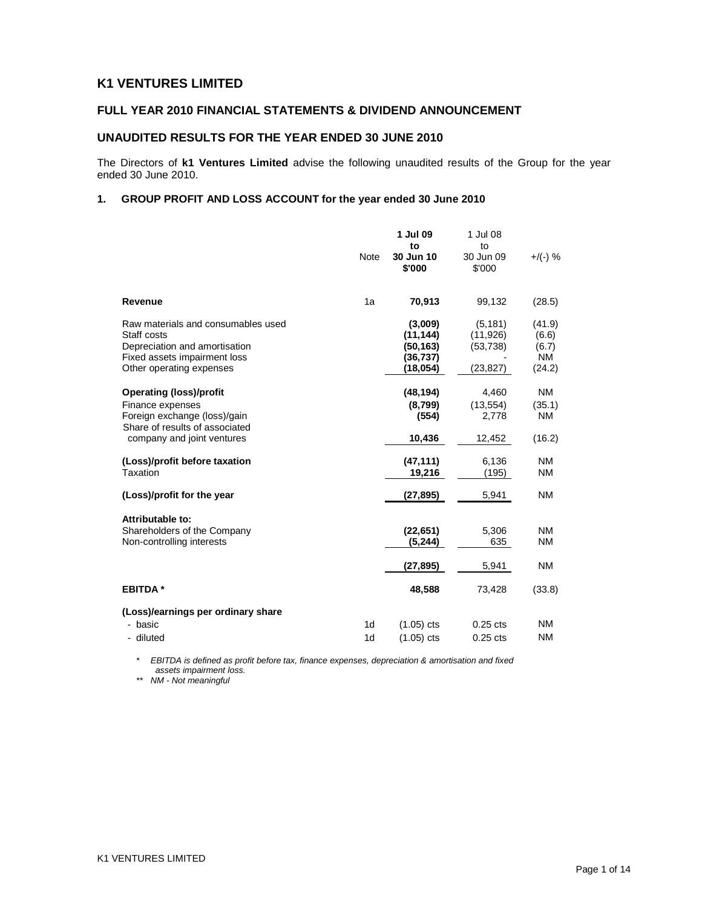# K1 VENTURES LIMITED

## FULL YEAR 2010 FINANCIAL STATEMENTS & DIVIDEND ANNOUNCEMENT

## UNAUDITED RESULTS FOR THE YEAR ENDED 30 JUNE 2010

The Directors of **k1 Ventures Limited** advise the following unaudited results of the Group for the year ended 30 June 2010.

### 1. GROUP PROFIT AND LOSS ACCOUNT for the year ended 30 June 2010

| | Note | **1 Jul 09 to 30 Jun 10 $'000** | 1 Jul 08 to 30 Jun 09 $'000 | +/(-) % |
|---|---|---|---|---|
| **Revenue** | 1a | **70,913** | 99,132 | (28.5) |
| Raw materials and consumables used | | **(3,009)** | (5,181) | (41.9) |
| Staff costs | | **(11,144)** | (11,926) | (6.6) |
| Depreciation and amortisation | | **(50,163)** | (53,738) | (6.7) |
| Fixed assets impairment loss | | **(36,737)** | - | NM |
| Other operating expenses | | **(18,054)** | (23,827) | (24.2) |
| **Operating (loss)/profit** | | **(48,194)** | 4,460 | NM |
| Finance expenses | | **(8,799)** | (13,554) | (35.1) |
| Foreign exchange (loss)/gain | | **(554)** | 2,778 | NM |
| Share of results of associated company and joint ventures | | **10,436** | 12,452 | (16.2) |
| **(Loss)/profit before taxation** | | **(47,111)** | 6,136 | NM |
| Taxation | | **19,216** | (195) | NM |
| **(Loss)/profit for the year** | | **(27,895)** | 5,941 | NM |
| **Attributable to:** | | | | |
| Shareholders of the Company | | **(22,651)** | 5,306 | NM |
| Non-controlling interests | | **(5,244)** | 635 | NM |
| | | **(27,895)** | 5,941 | NM |
| **EBITDA \*** | | **48,588** | 73,428 | (33.8) |
| **(Loss)/earnings per ordinary share** | | | | |
| - basic | 1d | (1.05) cts | 0.25 cts | NM |
| - diluted | 1d | (1.05) cts | 0.25 cts | NM |

\* *EBITDA is defined as profit before tax, finance expenses, depreciation & amortisation and fixed assets impairment loss.*

\*\* *NM - Not meaningful*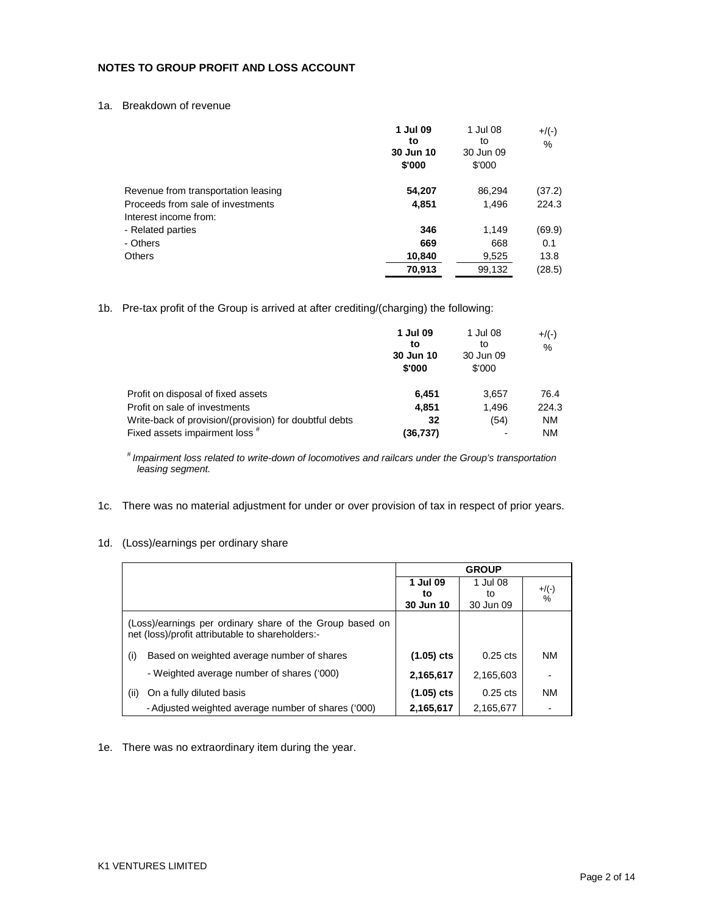## NOTES TO GROUP PROFIT AND LOSS ACCOUNT

1a. Breakdown of revenue

| | **1 Jul 09 to 30 Jun 10 $'000** | 1 Jul 08 to 30 Jun 09 $'000 | +/(-) % |
|---|---|---|---|
| Revenue from transportation leasing | **54,207** | 86,294 | (37.2) |
| Proceeds from sale of investments | **4,851** | 1,496 | 224.3 |
| Interest income from: | | | |
| - Related parties | **346** | 1,149 | (69.9) |
| - Others | **669** | 668 | 0.1 |
| Others | **10,840** | 9,525 | 13.8 |
| | **70,913** | 99,132 | (28.5) |

1b. Pre-tax profit of the Group is arrived at after crediting/(charging) the following:

| | **1 Jul 09 to 30 Jun 10 $'000** | 1 Jul 08 to 30 Jun 09 $'000 | +/(-) % |
|---|---|---|---|
| Profit on disposal of fixed assets | **6,451** | 3,657 | 76.4 |
| Profit on sale of investments | **4,851** | 1,496 | 224.3 |
| Write-back of provision/(provision) for doubtful debts | **32** | (54) | NM |
| Fixed assets impairment loss # | **(36,737)** | - | NM |

*# Impairment loss related to write-down of locomotives and railcars under the Group's transportation leasing segment.*

1c. There was no material adjustment for under or over provision of tax in respect of prior years.

1d. (Loss)/earnings per ordinary share

| | **GROUP** | | |
|---|---|---|---|
| | **1 Jul 09 to 30 Jun 10** | 1 Jul 08 to 30 Jun 09 | +/(-) % |
| (Loss)/earnings per ordinary share of the Group based on net (loss)/profit attributable to shareholders:- | | | |
| (i) Based on weighted average number of shares | **(1.05) cts** | 0.25 cts | NM |
| - Weighted average number of shares ('000) | **2,165,617** | 2,165,603 | - |
| (ii) On a fully diluted basis | **(1.05) cts** | 0.25 cts | NM |
| - Adjusted weighted average number of shares ('000) | **2,165,617** | 2,165,677 | - |

1e. There was no extraordinary item during the year.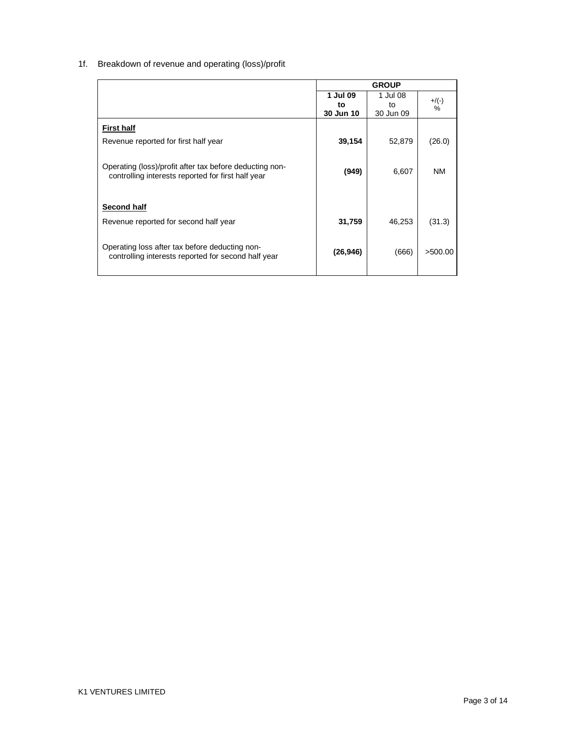1f. Breakdown of revenue and operating (loss)/profit

| | GROUP | | |
|---|---|---|---|
| | **1 Jul 09 to 30 Jun 10** | 1 Jul 08 to 30 Jun 09 | +/(-) % |
| **First half** | | | |
| Revenue reported for first half year | **39,154** | 52,879 | (26.0) |
| Operating (loss)/profit after tax before deducting non-controlling interests reported for first half year | **(949)** | 6,607 | NM |
| **Second half** | | | |
| Revenue reported for second half year | **31,759** | 46,253 | (31.3) |
| Operating loss after tax before deducting non-controlling interests reported for second half year | **(26,946)** | (666) | >500.00 |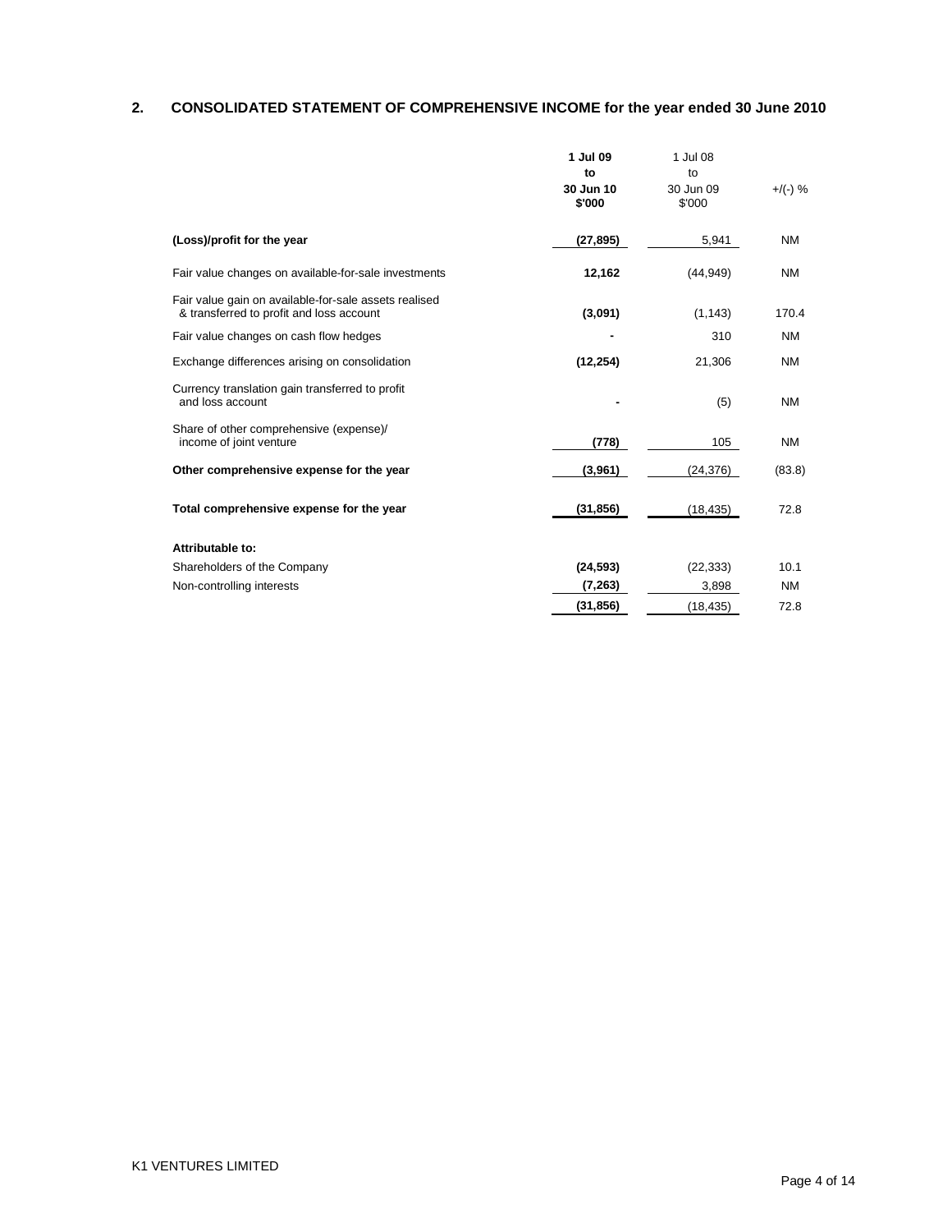## 2. CONSOLIDATED STATEMENT OF COMPREHENSIVE INCOME for the year ended 30 June 2010

| | **1 Jul 09 to 30 Jun 10 $'000** | 1 Jul 08 to 30 Jun 09 $'000 | +/(-) % |
|---|---|---|---|
| **(Loss)/profit for the year** | **(27,895)** | 5,941 | NM |
| Fair value changes on available-for-sale investments | **12,162** | (44,949) | NM |
| Fair value gain on available-for-sale assets realised & transferred to profit and loss account | **(3,091)** | (1,143) | 170.4 |
| Fair value changes on cash flow hedges | **-** | 310 | NM |
| Exchange differences arising on consolidation | **(12,254)** | 21,306 | NM |
| Currency translation gain transferred to profit and loss account | **-** | (5) | NM |
| Share of other comprehensive (expense)/ income of joint venture | **(778)** | 105 | NM |
| **Other comprehensive expense for the year** | **(3,961)** | (24,376) | (83.8) |
| **Total comprehensive expense for the year** | **(31,856)** | (18,435) | 72.8 |
| **Attributable to:** | | | |
| Shareholders of the Company | **(24,593)** | (22,333) | 10.1 |
| Non-controlling interests | **(7,263)** | 3,898 | NM |
| | **(31,856)** | (18,435) | 72.8 |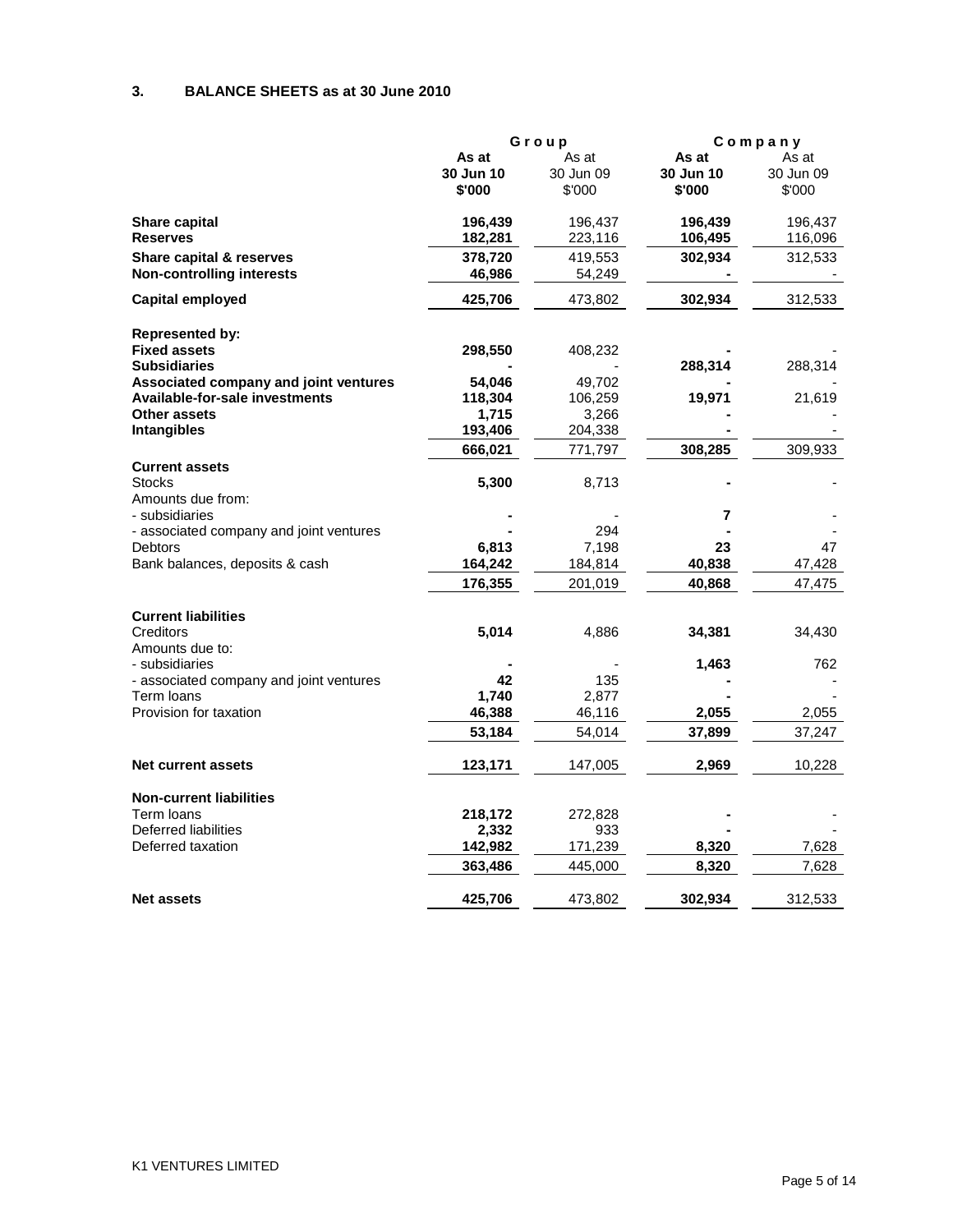## 3. BALANCE SHEETS as at 30 June 2010

| | Group | | Company | |
|---|---|---|---|---|
| | **As at 30 Jun 10 $'000** | As at 30 Jun 09 $'000 | **As at 30 Jun 10 $'000** | As at 30 Jun 09 $'000 |
| **Share capital** | **196,439** | 196,437 | **196,439** | 196,437 |
| **Reserves** | **182,281** | 223,116 | **106,495** | 116,096 |
| **Share capital & reserves** | **378,720** | 419,553 | **302,934** | 312,533 |
| **Non-controlling interests** | **46,986** | 54,249 | **-** | - |
| **Capital employed** | **425,706** | 473,802 | **302,934** | 312,533 |
| | | | | |
| **Represented by:** | | | | |
| **Fixed assets** | **298,550** | 408,232 | **-** | - |
| **Subsidiaries** | **-** | - | **288,314** | 288,314 |
| **Associated company and joint ventures** | **54,046** | 49,702 | **-** | - |
| **Available-for-sale investments** | **118,304** | 106,259 | **19,971** | 21,619 |
| **Other assets** | **1,715** | 3,266 | **-** | - |
| **Intangibles** | **193,406** | 204,338 | **-** | - |
| | **666,021** | 771,797 | **308,285** | 309,933 |
| **Current assets** | | | | |
| Stocks | **5,300** | 8,713 | **-** | - |
| Amounts due from: | | | | |
| - subsidiaries | **-** | - | **7** | - |
| - associated company and joint ventures | **-** | 294 | **-** | - |
| Debtors | **6,813** | 7,198 | **23** | 47 |
| Bank balances, deposits & cash | **164,242** | 184,814 | **40,838** | 47,428 |
| | **176,355** | 201,019 | **40,868** | 47,475 |
| | | | | |
| **Current liabilities** | | | | |
| Creditors | **5,014** | 4,886 | **34,381** | 34,430 |
| Amounts due to: | | | | |
| - subsidiaries | **-** | - | **1,463** | 762 |
| - associated company and joint ventures | **42** | 135 | **-** | - |
| Term loans | **1,740** | 2,877 | **-** | - |
| Provision for taxation | **46,388** | 46,116 | **2,055** | 2,055 |
| | **53,184** | 54,014 | **37,899** | 37,247 |
| | | | | |
| **Net current assets** | **123,171** | 147,005 | **2,969** | 10,228 |
| | | | | |
| **Non-current liabilities** | | | | |
| Term loans | **218,172** | 272,828 | **-** | - |
| Deferred liabilities | **2,332** | 933 | **-** | - |
| Deferred taxation | **142,982** | 171,239 | **8,320** | 7,628 |
| | **363,486** | 445,000 | **8,320** | 7,628 |
| | | | | |
| **Net assets** | **425,706** | 473,802 | **302,934** | 312,533 |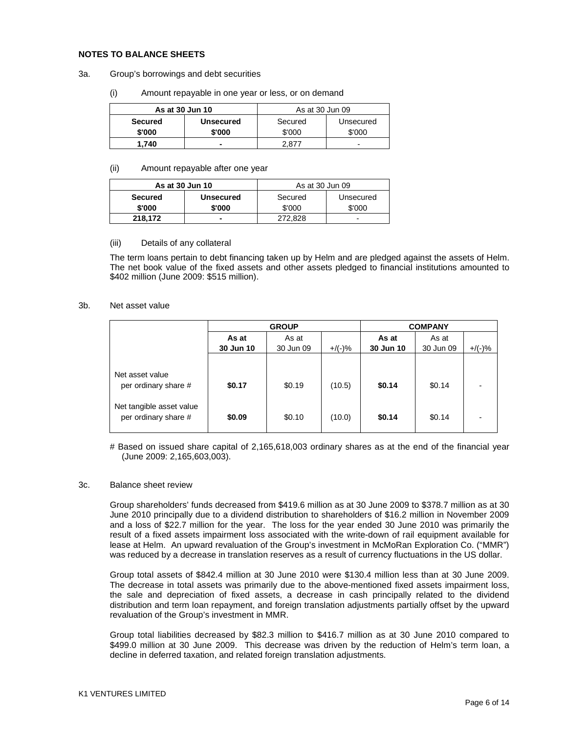## NOTES TO BALANCE SHEETS

3a. Group's borrowings and debt securities

(i) Amount repayable in one year or less, or on demand

| As at 30 Jun 10 | | As at 30 Jun 09 | |
|---|---|---|---|
| **Secured** | **Unsecured** | Secured | Unsecured |
| **$'000** | **$'000** | $'000 | $'000 |
| **1,740** | **-** | 2,877 | - |

(ii) Amount repayable after one year

| As at 30 Jun 10 | | As at 30 Jun 09 | |
|---|---|---|---|
| **Secured** | **Unsecured** | Secured | Unsecured |
| **$'000** | **$'000** | $'000 | $'000 |
| **218,172** | **-** | 272,828 | - |

(iii) Details of any collateral

The term loans pertain to debt financing taken up by Helm and are pledged against the assets of Helm. The net book value of the fixed assets and other assets pledged to financial institutions amounted to $402 million (June 2009: $515 million).

3b. Net asset value

| | GROUP | | | COMPANY | | |
|---|---|---|---|---|---|---|
| | **As at 30 Jun 10** | As at 30 Jun 09 | +/(-)% | **As at 30 Jun 10** | As at 30 Jun 09 | +/(-)% |
| Net asset value per ordinary share # | **$0.17** | $0.19 | (10.5) | **$0.14** | $0.14 | - |
| Net tangible asset value per ordinary share # | **$0.09** | $0.10 | (10.0) | **$0.14** | $0.14 | - |

# Based on issued share capital of 2,165,618,003 ordinary shares as at the end of the financial year (June 2009: 2,165,603,003).

3c. Balance sheet review

Group shareholders' funds decreased from $419.6 million as at 30 June 2009 to $378.7 million as at 30 June 2010 principally due to a dividend distribution to shareholders of $16.2 million in November 2009 and a loss of $22.7 million for the year. The loss for the year ended 30 June 2010 was primarily the result of a fixed assets impairment loss associated with the write-down of rail equipment available for lease at Helm. An upward revaluation of the Group's investment in McMoRan Exploration Co. ("MMR") was reduced by a decrease in translation reserves as a result of currency fluctuations in the US dollar.

Group total assets of $842.4 million at 30 June 2010 were $130.4 million less than at 30 June 2009. The decrease in total assets was primarily due to the above-mentioned fixed assets impairment loss, the sale and depreciation of fixed assets, a decrease in cash principally related to the dividend distribution and term loan repayment, and foreign translation adjustments partially offset by the upward revaluation of the Group's investment in MMR.

Group total liabilities decreased by $82.3 million to $416.7 million as at 30 June 2010 compared to $499.0 million at 30 June 2009. This decrease was driven by the reduction of Helm's term loan, a decline in deferred taxation, and related foreign translation adjustments.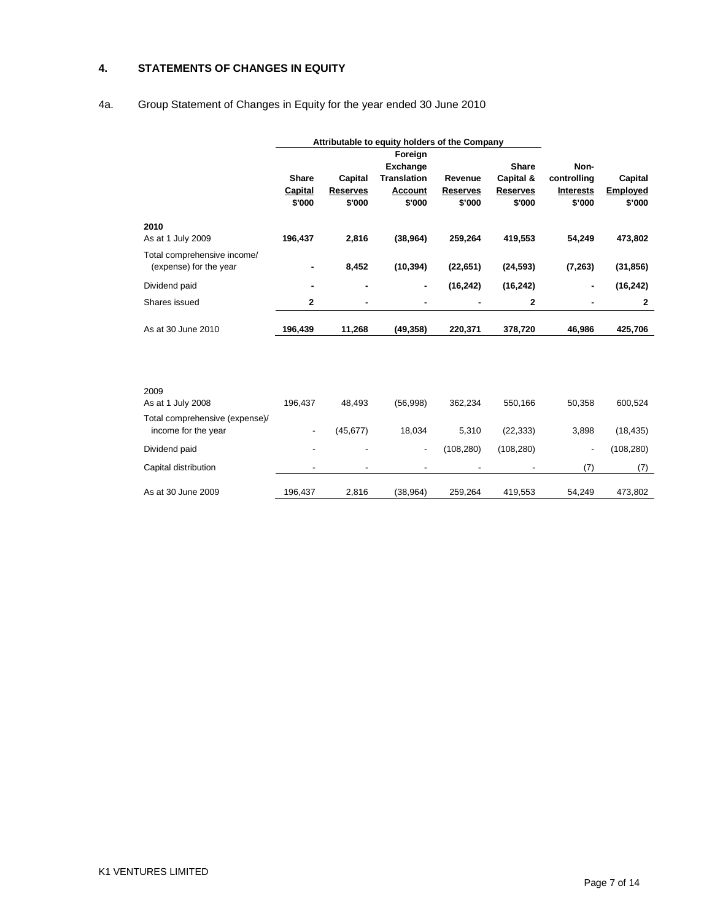## 4. STATEMENTS OF CHANGES IN EQUITY

### 4a. Group Statement of Changes in Equity for the year ended 30 June 2010

| | Attributable to equity holders of the Company | | | | | | |
|---|---|---|---|---|---|---|---|
| | Share Capital $'000 | Capital Reserves $'000 | Foreign Exchange Translation Account $'000 | Revenue Reserves $'000 | Share Capital & Reserves $'000 | Non-controlling Interests $'000 | Capital Employed $'000 |
| **2010** | | | | | | | |
| As at 1 July 2009 | **196,437** | **2,816** | **(38,964)** | **259,264** | **419,553** | **54,249** | **473,802** |
| Total comprehensive income/ (expense) for the year | **-** | **8,452** | **(10,394)** | **(22,651)** | **(24,593)** | **(7,263)** | **(31,856)** |
| Dividend paid | **-** | **-** | **-** | **(16,242)** | **(16,242)** | **-** | **(16,242)** |
| Shares issued | **2** | **-** | **-** | **-** | **2** | **-** | **2** |
| As at 30 June 2010 | **196,439** | **11,268** | **(49,358)** | **220,371** | **378,720** | **46,986** | **425,706** |
| 2009 | | | | | | | |
| As at 1 July 2008 | 196,437 | 48,493 | (56,998) | 362,234 | 550,166 | 50,358 | 600,524 |
| Total comprehensive (expense)/ income for the year | - | (45,677) | 18,034 | 5,310 | (22,333) | 3,898 | (18,435) |
| Dividend paid | - | - | - | (108,280) | (108,280) | - | (108,280) |
| Capital distribution | - | - | - | - | - | (7) | (7) |
| As at 30 June 2009 | 196,437 | 2,816 | (38,964) | 259,264 | 419,553 | 54,249 | 473,802 |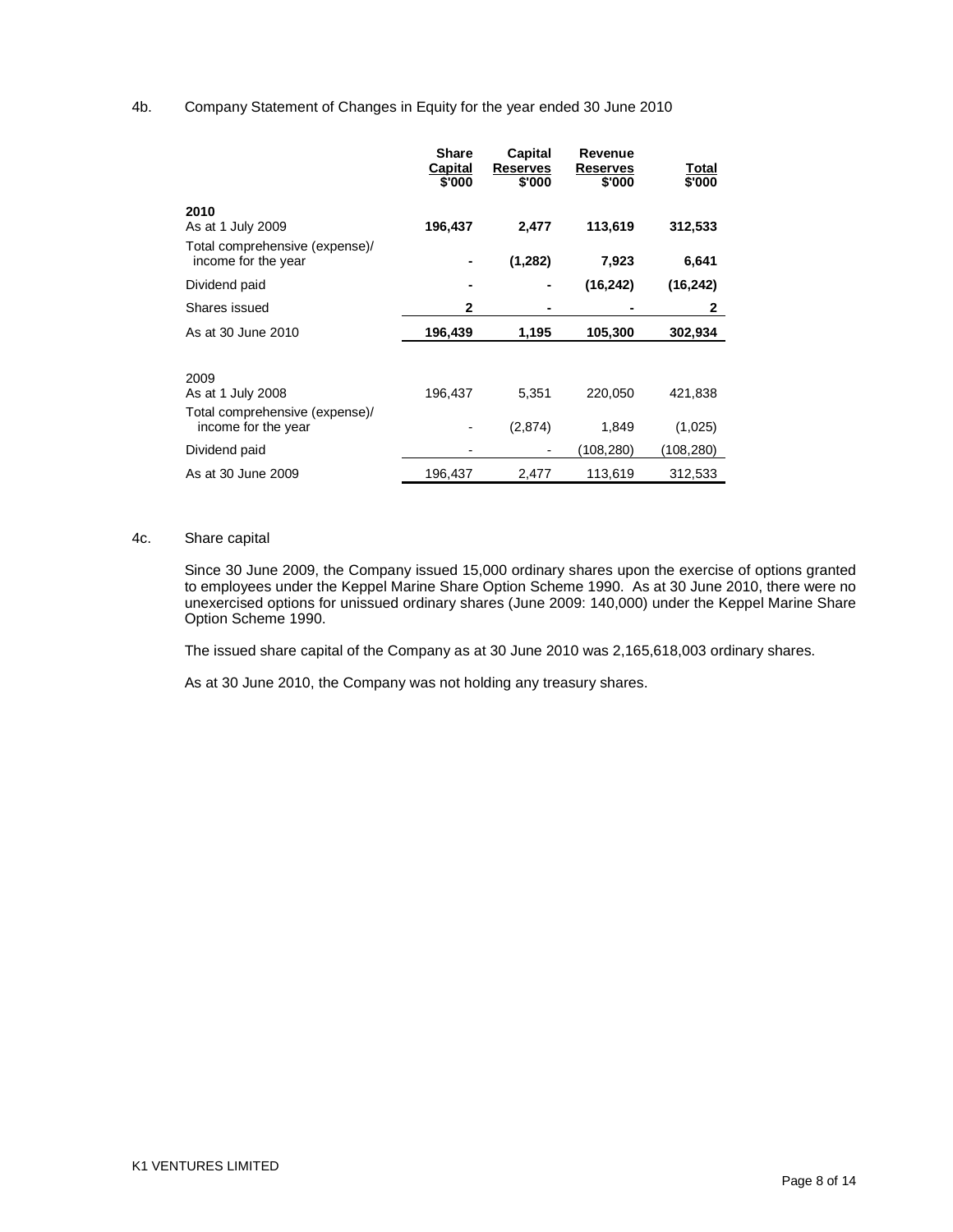4b. Company Statement of Changes in Equity for the year ended 30 June 2010

| | Share Capital $'000 | Capital Reserves $'000 | Revenue Reserves $'000 | Total $'000 |
|---|---|---|---|---|
| **2010** | | | | |
| As at 1 July 2009 | **196,437** | **2,477** | **113,619** | **312,533** |
| Total comprehensive (expense)/ income for the year | **-** | **(1,282)** | **7,923** | **6,641** |
| Dividend paid | **-** | **-** | **(16,242)** | **(16,242)** |
| Shares issued | **2** | **-** | **-** | **2** |
| As at 30 June 2010 | **196,439** | **1,195** | **105,300** | **302,934** |
| | | | | |
| 2009 | | | | |
| As at 1 July 2008 | 196,437 | 5,351 | 220,050 | 421,838 |
| Total comprehensive (expense)/ income for the year | - | (2,874) | 1,849 | (1,025) |
| Dividend paid | - | - | (108,280) | (108,280) |
| As at 30 June 2009 | 196,437 | 2,477 | 113,619 | 312,533 |

4c. Share capital

Since 30 June 2009, the Company issued 15,000 ordinary shares upon the exercise of options granted to employees under the Keppel Marine Share Option Scheme 1990. As at 30 June 2010, there were no unexercised options for unissued ordinary shares (June 2009: 140,000) under the Keppel Marine Share Option Scheme 1990.

The issued share capital of the Company as at 30 June 2010 was 2,165,618,003 ordinary shares.

As at 30 June 2010, the Company was not holding any treasury shares.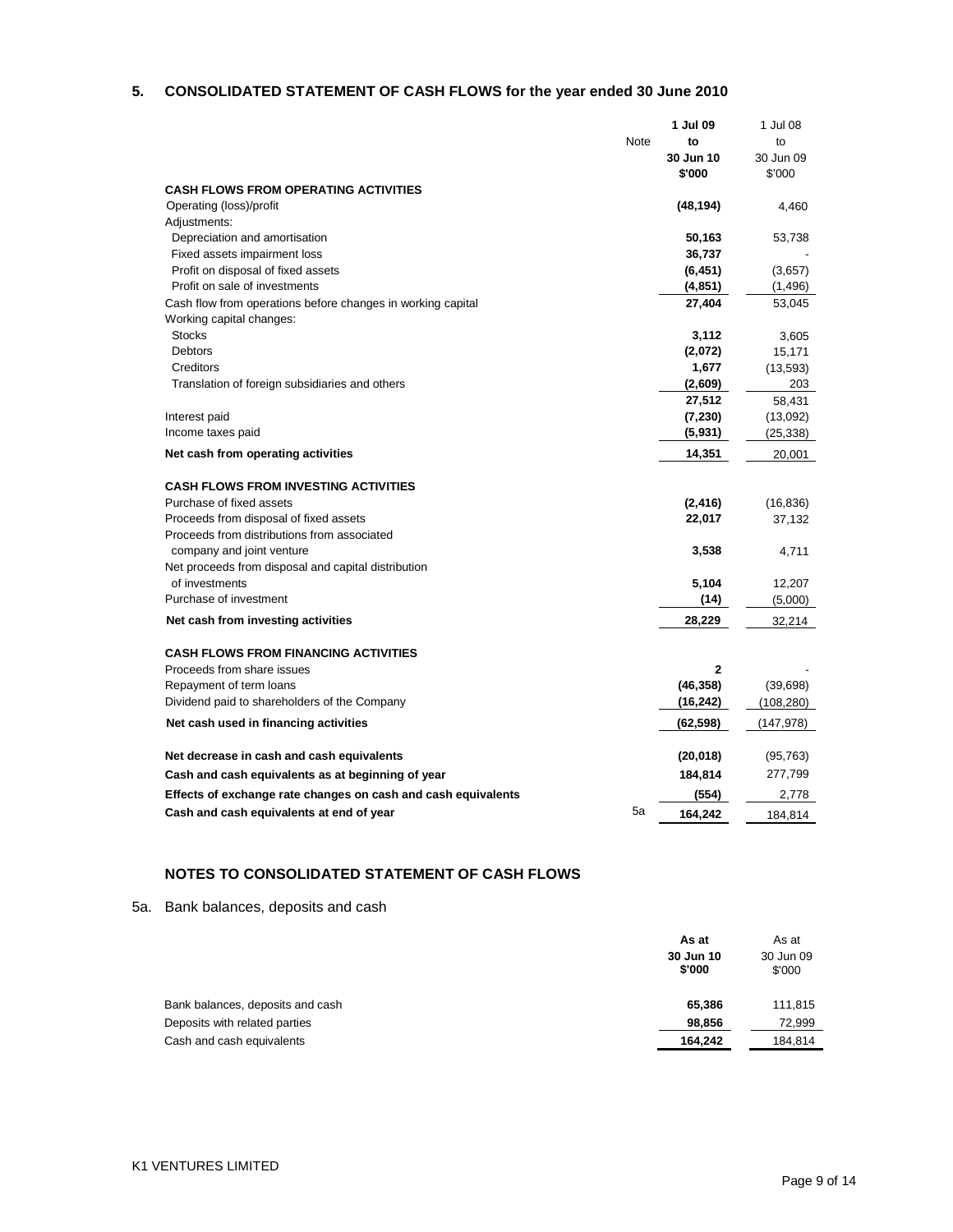## 5. CONSOLIDATED STATEMENT OF CASH FLOWS for the year ended 30 June 2010

| | Note | 1 Jul 09 to 30 Jun 10 $'000 | 1 Jul 08 to 30 Jun 09 $'000 |
|---|---|---|---|
| **CASH FLOWS FROM OPERATING ACTIVITIES** | | | |
| Operating (loss)/profit | | **(48,194)** | 4,460 |
| Adjustments: | | | |
| Depreciation and amortisation | | **50,163** | 53,738 |
| Fixed assets impairment loss | | **36,737** | - |
| Profit on disposal of fixed assets | | **(6,451)** | (3,657) |
| Profit on sale of investments | | **(4,851)** | (1,496) |
| Cash flow from operations before changes in working capital | | **27,404** | 53,045 |
| Working capital changes: | | | |
| Stocks | | **3,112** | 3,605 |
| Debtors | | **(2,072)** | 15,171 |
| Creditors | | **1,677** | (13,593) |
| Translation of foreign subsidiaries and others | | **(2,609)** | 203 |
| | | **27,512** | 58,431 |
| Interest paid | | **(7,230)** | (13,092) |
| Income taxes paid | | **(5,931)** | (25,338) |
| **Net cash from operating activities** | | **14,351** | 20,001 |
| **CASH FLOWS FROM INVESTING ACTIVITIES** | | | |
| Purchase of fixed assets | | **(2,416)** | (16,836) |
| Proceeds from disposal of fixed assets | | **22,017** | 37,132 |
| Proceeds from distributions from associated company and joint venture | | **3,538** | 4,711 |
| Net proceeds from disposal and capital distribution of investments | | **5,104** | 12,207 |
| Purchase of investment | | **(14)** | (5,000) |
| **Net cash from investing activities** | | **28,229** | 32,214 |
| **CASH FLOWS FROM FINANCING ACTIVITIES** | | | |
| Proceeds from share issues | | **2** | - |
| Repayment of term loans | | **(46,358)** | (39,698) |
| Dividend paid to shareholders of the Company | | **(16,242)** | (108,280) |
| **Net cash used in financing activities** | | **(62,598)** | (147,978) |
| **Net decrease in cash and cash equivalents** | | **(20,018)** | (95,763) |
| **Cash and cash equivalents as at beginning of year** | | **184,814** | 277,799 |
| **Effects of exchange rate changes on cash and cash equivalents** | | **(554)** | 2,778 |
| **Cash and cash equivalents at end of year** | 5a | **164,242** | 184,814 |

### NOTES TO CONSOLIDATED STATEMENT OF CASH FLOWS

5a. Bank balances, deposits and cash

| | As at 30 Jun 10 $'000 | As at 30 Jun 09 $'000 |
|---|---|---|
| Bank balances, deposits and cash | **65,386** | 111,815 |
| Deposits with related parties | **98,856** | 72,999 |
| Cash and cash equivalents | **164,242** | 184,814 |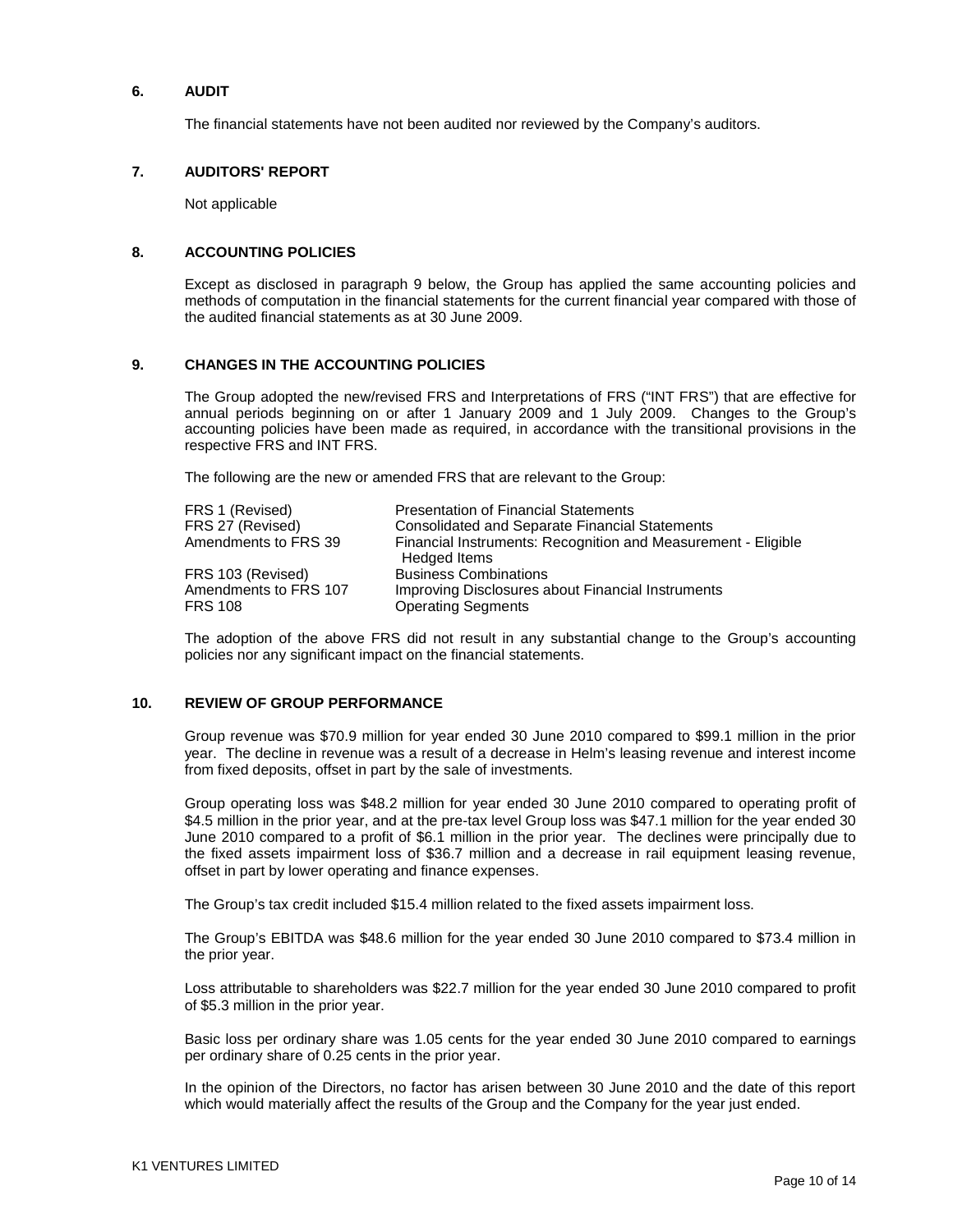## 6. AUDIT

The financial statements have not been audited nor reviewed by the Company's auditors.

## 7. AUDITORS' REPORT

Not applicable

## 8. ACCOUNTING POLICIES

Except as disclosed in paragraph 9 below, the Group has applied the same accounting policies and methods of computation in the financial statements for the current financial year compared with those of the audited financial statements as at 30 June 2009.

## 9. CHANGES IN THE ACCOUNTING POLICIES

The Group adopted the new/revised FRS and Interpretations of FRS ("INT FRS") that are effective for annual periods beginning on or after 1 January 2009 and 1 July 2009. Changes to the Group's accounting policies have been made as required, in accordance with the transitional provisions in the respective FRS and INT FRS.

The following are the new or amended FRS that are relevant to the Group:

| | |
|---|---|
| FRS 1 (Revised) | Presentation of Financial Statements |
| FRS 27 (Revised) | Consolidated and Separate Financial Statements |
| Amendments to FRS 39 | Financial Instruments: Recognition and Measurement - Eligible Hedged Items |
| FRS 103 (Revised) | Business Combinations |
| Amendments to FRS 107 | Improving Disclosures about Financial Instruments |
| FRS 108 | Operating Segments |

The adoption of the above FRS did not result in any substantial change to the Group's accounting policies nor any significant impact on the financial statements.

## 10. REVIEW OF GROUP PERFORMANCE

Group revenue was $70.9 million for year ended 30 June 2010 compared to $99.1 million in the prior year. The decline in revenue was a result of a decrease in Helm's leasing revenue and interest income from fixed deposits, offset in part by the sale of investments.

Group operating loss was $48.2 million for year ended 30 June 2010 compared to operating profit of $4.5 million in the prior year, and at the pre-tax level Group loss was $47.1 million for the year ended 30 June 2010 compared to a profit of $6.1 million in the prior year. The declines were principally due to the fixed assets impairment loss of $36.7 million and a decrease in rail equipment leasing revenue, offset in part by lower operating and finance expenses.

The Group's tax credit included $15.4 million related to the fixed assets impairment loss.

The Group's EBITDA was $48.6 million for the year ended 30 June 2010 compared to $73.4 million in the prior year.

Loss attributable to shareholders was $22.7 million for the year ended 30 June 2010 compared to profit of $5.3 million in the prior year.

Basic loss per ordinary share was 1.05 cents for the year ended 30 June 2010 compared to earnings per ordinary share of 0.25 cents in the prior year.

In the opinion of the Directors, no factor has arisen between 30 June 2010 and the date of this report which would materially affect the results of the Group and the Company for the year just ended.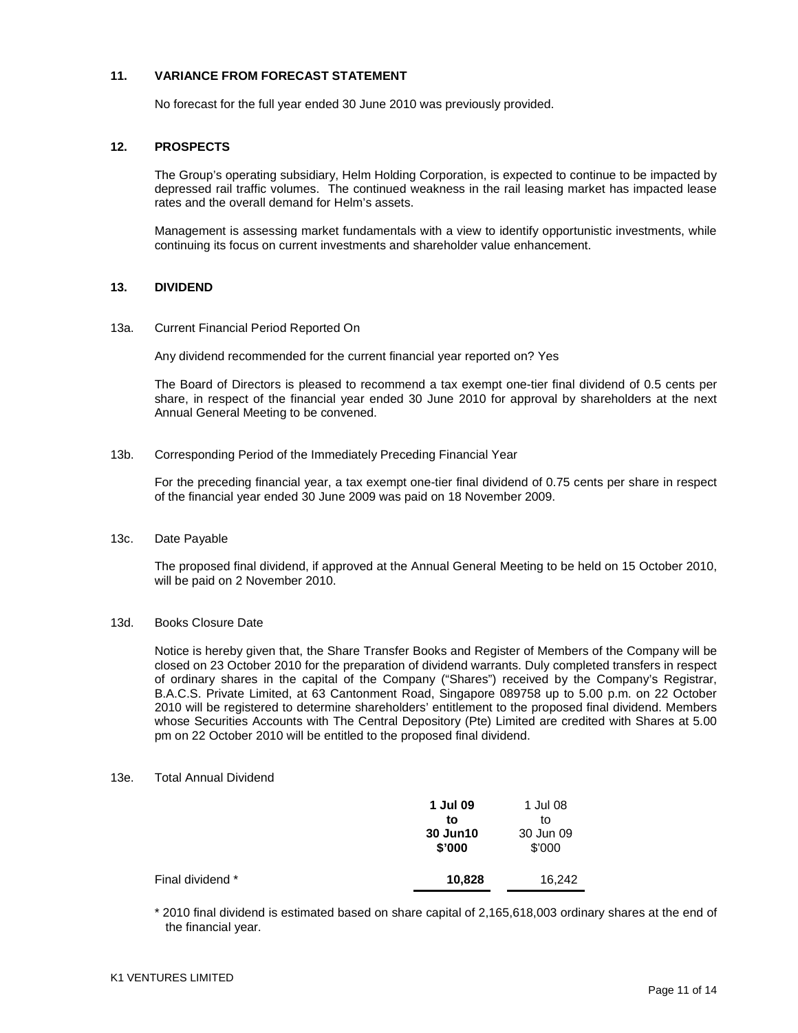## 11. VARIANCE FROM FORECAST STATEMENT

No forecast for the full year ended 30 June 2010 was previously provided.

## 12. PROSPECTS

The Group's operating subsidiary, Helm Holding Corporation, is expected to continue to be impacted by depressed rail traffic volumes. The continued weakness in the rail leasing market has impacted lease rates and the overall demand for Helm's assets.

Management is assessing market fundamentals with a view to identify opportunistic investments, while continuing its focus on current investments and shareholder value enhancement.

## 13. DIVIDEND

13a. Current Financial Period Reported On

Any dividend recommended for the current financial year reported on? Yes

The Board of Directors is pleased to recommend a tax exempt one-tier final dividend of 0.5 cents per share, in respect of the financial year ended 30 June 2010 for approval by shareholders at the next Annual General Meeting to be convened.

13b. Corresponding Period of the Immediately Preceding Financial Year

For the preceding financial year, a tax exempt one-tier final dividend of 0.75 cents per share in respect of the financial year ended 30 June 2009 was paid on 18 November 2009.

13c. Date Payable

The proposed final dividend, if approved at the Annual General Meeting to be held on 15 October 2010, will be paid on 2 November 2010.

13d. Books Closure Date

Notice is hereby given that, the Share Transfer Books and Register of Members of the Company will be closed on 23 October 2010 for the preparation of dividend warrants. Duly completed transfers in respect of ordinary shares in the capital of the Company ("Shares") received by the Company's Registrar, B.A.C.S. Private Limited, at 63 Cantonment Road, Singapore 089758 up to 5.00 p.m. on 22 October 2010 will be registered to determine shareholders' entitlement to the proposed final dividend. Members whose Securities Accounts with The Central Depository (Pte) Limited are credited with Shares at 5.00 pm on 22 October 2010 will be entitled to the proposed final dividend.

13e. Total Annual Dividend

| | **1 Jul 09 to 30 Jun10 $'000** | 1 Jul 08 to 30 Jun 09 $'000 |
|---|---|---|
| Final dividend * | **10,828** | 16,242 |

\* 2010 final dividend is estimated based on share capital of 2,165,618,003 ordinary shares at the end of the financial year.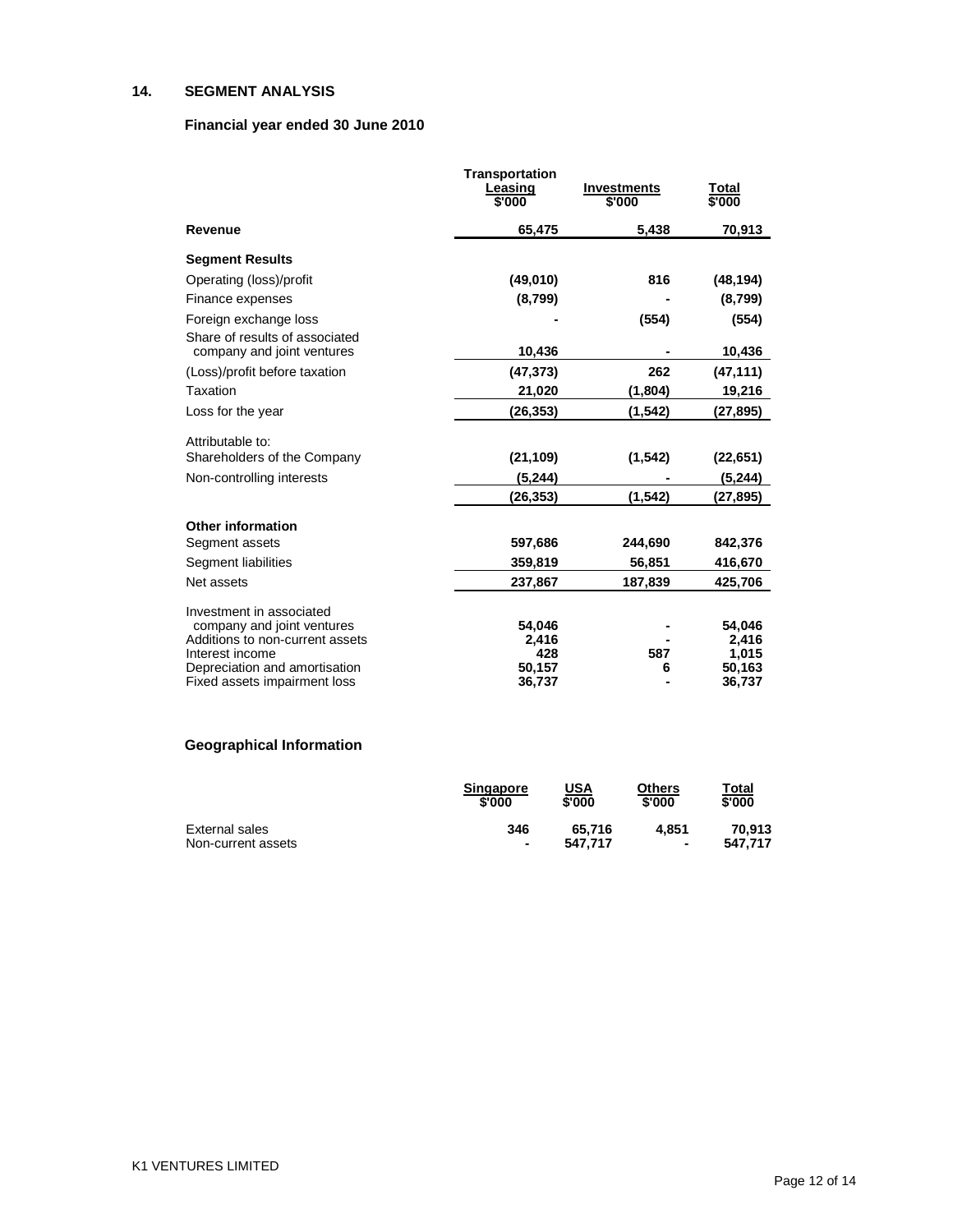## 14. SEGMENT ANALYSIS

### Financial year ended 30 June 2010

| | Transportation Leasing $'000 | Investments $'000 | Total $'000 |
|---|---|---|---|
| **Revenue** | 65,475 | 5,438 | 70,913 |
| **Segment Results** | | | |
| Operating (loss)/profit | (49,010) | 816 | (48,194) |
| Finance expenses | (8,799) | - | (8,799) |
| Foreign exchange loss | - | (554) | (554) |
| Share of results of associated company and joint ventures | 10,436 | - | 10,436 |
| (Loss)/profit before taxation | (47,373) | 262 | (47,111) |
| Taxation | 21,020 | (1,804) | 19,216 |
| Loss for the year | (26,353) | (1,542) | (27,895) |
| Attributable to: | | | |
| Shareholders of the Company | (21,109) | (1,542) | (22,651) |
| Non-controlling interests | (5,244) | - | (5,244) |
| | (26,353) | (1,542) | (27,895) |
| **Other information** | | | |
| Segment assets | 597,686 | 244,690 | 842,376 |
| Segment liabilities | 359,819 | 56,851 | 416,670 |
| Net assets | 237,867 | 187,839 | 425,706 |
| Investment in associated company and joint ventures | 54,046 | - | 54,046 |
| Additions to non-current assets | 2,416 | - | 2,416 |
| Interest income | 428 | 587 | 1,015 |
| Depreciation and amortisation | 50,157 | 6 | 50,163 |
| Fixed assets impairment loss | 36,737 | - | 36,737 |

### Geographical Information

| | Singapore $'000 | USA $'000 | Others $'000 | Total $'000 |
|---|---|---|---|---|
| External sales | 346 | 65,716 | 4,851 | 70,913 |
| Non-current assets | - | 547,717 | - | 547,717 |

K1 VENTURES LIMITED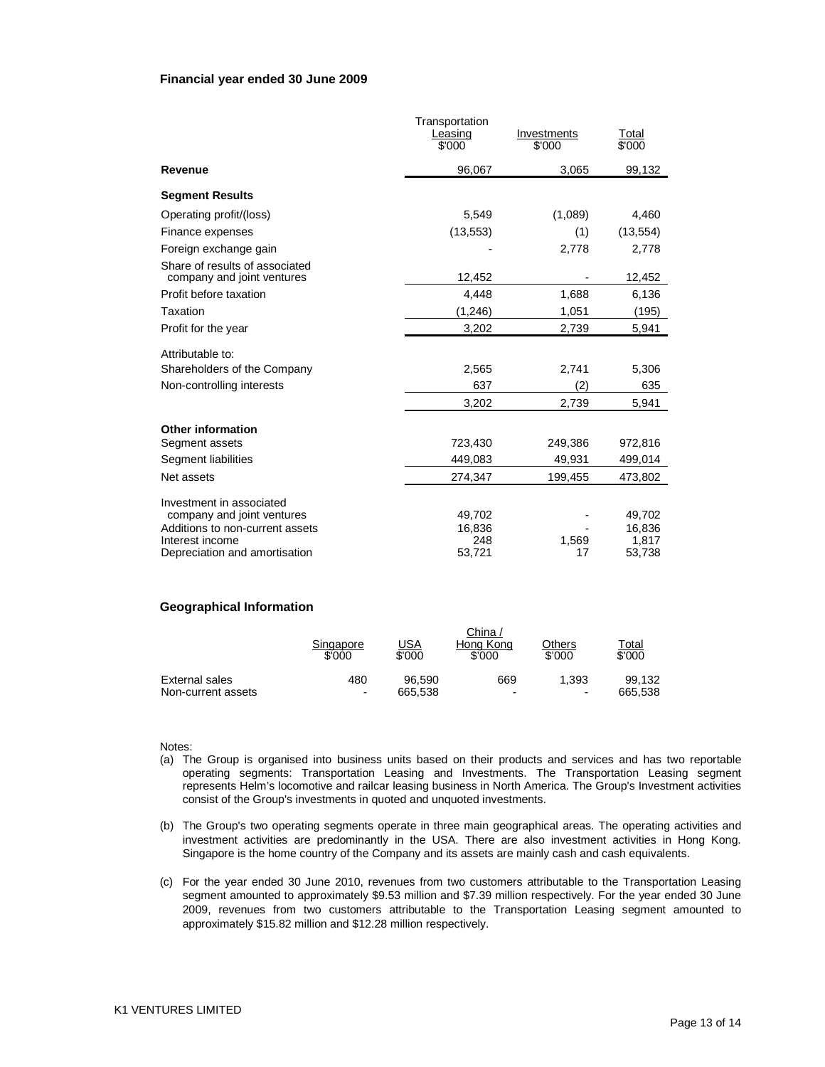**Financial year ended 30 June 2009**

| | Transportation Leasing $'000 | Investments $'000 | Total $'000 |
|---|---|---|---|
| **Revenue** | 96,067 | 3,065 | 99,132 |
| **Segment Results** | | | |
| Operating profit/(loss) | 5,549 | (1,089) | 4,460 |
| Finance expenses | (13,553) | (1) | (13,554) |
| Foreign exchange gain | - | 2,778 | 2,778 |
| Share of results of associated company and joint ventures | 12,452 | - | 12,452 |
| Profit before taxation | 4,448 | 1,688 | 6,136 |
| Taxation | (1,246) | 1,051 | (195) |
| Profit for the year | 3,202 | 2,739 | 5,941 |
| Attributable to: | | | |
| Shareholders of the Company | 2,565 | 2,741 | 5,306 |
| Non-controlling interests | 637 | (2) | 635 |
| | 3,202 | 2,739 | 5,941 |
| **Other information** | | | |
| Segment assets | 723,430 | 249,386 | 972,816 |
| Segment liabilities | 449,083 | 49,931 | 499,014 |
| Net assets | 274,347 | 199,455 | 473,802 |
| Investment in associated company and joint ventures | 49,702 | - | 49,702 |
| Additions to non-current assets | 16,836 | - | 16,836 |
| Interest income | 248 | 1,569 | 1,817 |
| Depreciation and amortisation | 53,721 | 17 | 53,738 |

**Geographical Information**

| | Singapore $'000 | USA $'000 | China / Hong Kong $'000 | Others $'000 | Total $'000 |
|---|---|---|---|---|---|
| External sales | 480 | 96,590 | 669 | 1,393 | 99,132 |
| Non-current assets | - | 665,538 | - | - | 665,538 |

Notes:

(a) The Group is organised into business units based on their products and services and has two reportable operating segments: Transportation Leasing and Investments. The Transportation Leasing segment represents Helm's locomotive and railcar leasing business in North America. The Group's Investment activities consist of the Group's investments in quoted and unquoted investments.

(b) The Group's two operating segments operate in three main geographical areas. The operating activities and investment activities are predominantly in the USA. There are also investment activities in Hong Kong. Singapore is the home country of the Company and its assets are mainly cash and cash equivalents.

(c) For the year ended 30 June 2010, revenues from two customers attributable to the Transportation Leasing segment amounted to approximately $9.53 million and $7.39 million respectively. For the year ended 30 June 2009, revenues from two customers attributable to the Transportation Leasing segment amounted to approximately $15.82 million and $12.28 million respectively.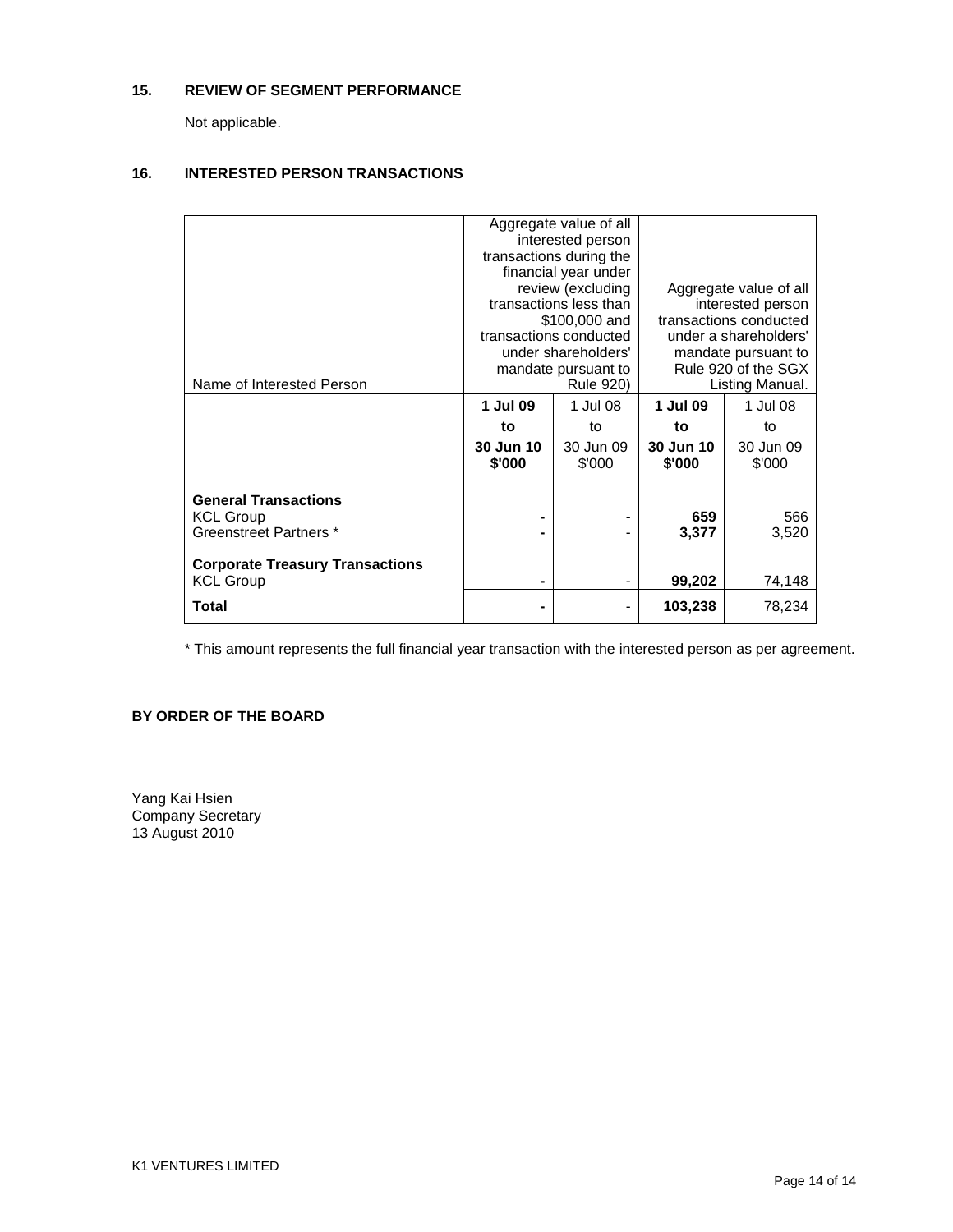## 15. REVIEW OF SEGMENT PERFORMANCE

Not applicable.

## 16. INTERESTED PERSON TRANSACTIONS

| Name of Interested Person | Aggregate value of all interested person transactions during the financial year under review (excluding transactions less than $100,000 and transactions conducted under shareholders' mandate pursuant to Rule 920) | | Aggregate value of all interested person transactions conducted under a shareholders' mandate pursuant to Rule 920 of the SGX Listing Manual. | |
|---|---|---|---|---|
| | **1 Jul 09 to 30 Jun 10 $'000** | 1 Jul 08 to 30 Jun 09 $'000 | **1 Jul 09 to 30 Jun 10 $'000** | 1 Jul 08 to 30 Jun 09 $'000 |
| **General Transactions** | | | | |
| KCL Group | **-** | - | **659** | 566 |
| Greenstreet Partners * | **-** | - | **3,377** | 3,520 |
| **Corporate Treasury Transactions** | | | | |
| KCL Group | **-** | - | **99,202** | 74,148 |
| **Total** | **-** | - | **103,238** | 78,234 |

\* This amount represents the full financial year transaction with the interested person as per agreement.

**BY ORDER OF THE BOARD**

Yang Kai Hsien
Company Secretary
13 August 2010